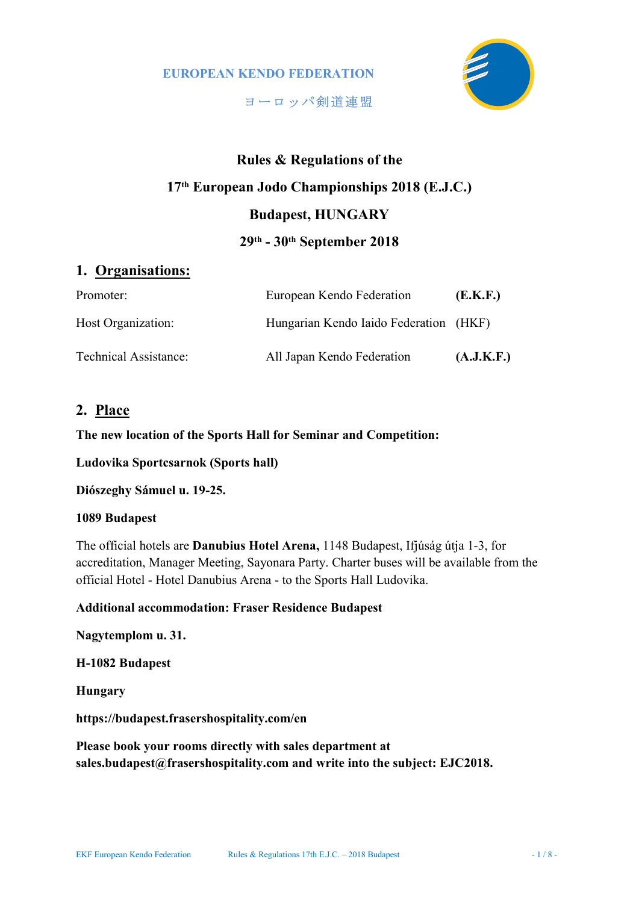EUROPEAN KENDO FEDERATION

ヨーロッパ剣道連盟

# Rules & Regulations of the

# 17th European Jodo Championships 2018 (E.J.C.)

# Budapest, HUNGARY

# 29th - 30th September 2018

## 1. Organisations:

| | | |
|---|---|---|
| Promoter: | European Kendo Federation | **(E.K.F.)** |
| Host Organization: | Hungarian Kendo Iaido Federation | (HKF) |
| Technical Assistance: | All Japan Kendo Federation | **(A.J.K.F.)** |

## 2. Place

**The new location of the Sports Hall for Seminar and Competition:**

**Ludovika Sportcsarnok (Sports hall)**

**Diószeghy Sámuel u. 19-25.**

**1089 Budapest**

The official hotels are **Danubius Hotel Arena,** 1148 Budapest, Ifjúság útja 1-3, for accreditation, Manager Meeting, Sayonara Party. Charter buses will be available from the official Hotel - Hotel Danubius Arena - to the Sports Hall Ludovika.

**Additional accommodation: Fraser Residence Budapest**

**Nagytemplom u. 31.**

**H-1082 Budapest**

**Hungary**

**https://budapest.frasershospitality.com/en**

**Please book your rooms directly with sales department at sales.budapest@frasershospitality.com and write into the subject: EJC2018.**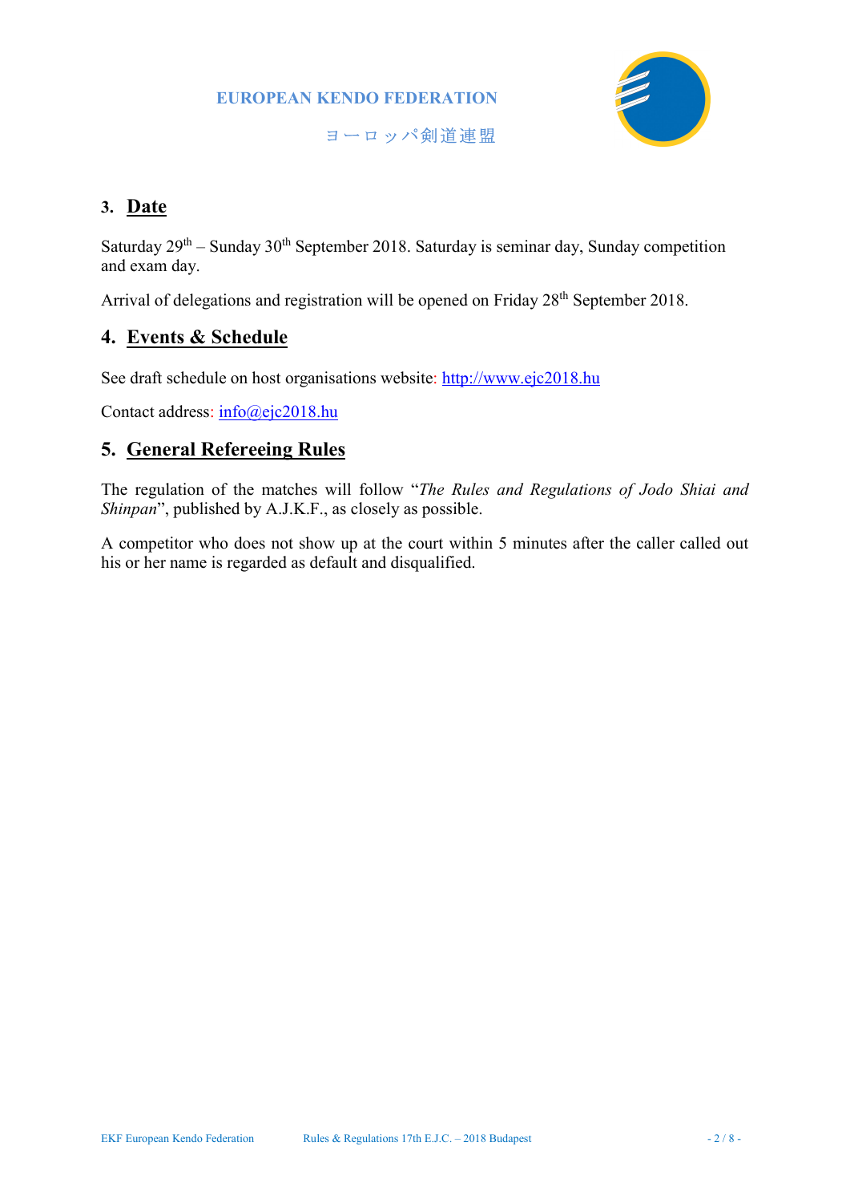## 3. Date

Saturday 29th – Sunday 30th September 2018. Saturday is seminar day, Sunday competition and exam day.

Arrival of delegations and registration will be opened on Friday 28th September 2018.

## 4. Events & Schedule

See draft schedule on host organisations website: http://www.ejc2018.hu

Contact address: info@ejc2018.hu

## 5. General Refereeing Rules

The regulation of the matches will follow "*The Rules and Regulations of Jodo Shiai and Shinpan*", published by A.J.K.F., as closely as possible.

A competitor who does not show up at the court within 5 minutes after the caller called out his or her name is regarded as default and disqualified.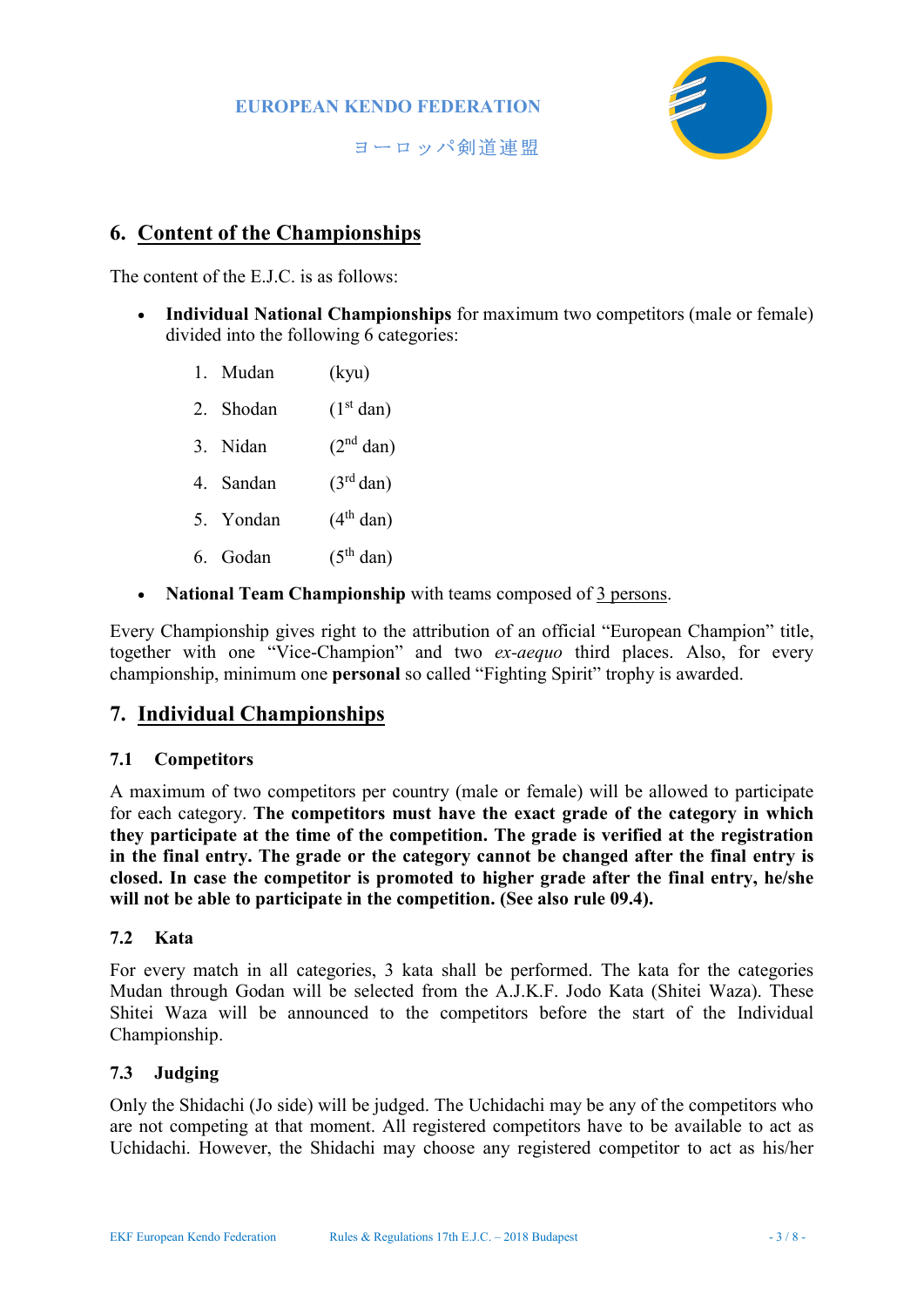## 6. Content of the Championships

The content of the E.J.C. is as follows:

- **Individual National Championships** for maximum two competitors (male or female) divided into the following 6 categories:

  1. Mudan (kyu)
  2. Shodan (1st dan)
  3. Nidan (2nd dan)
  4. Sandan (3rd dan)
  5. Yondan (4th dan)
  6. Godan (5th dan)

- **National Team Championship** with teams composed of 3 persons.

Every Championship gives right to the attribution of an official "European Champion" title, together with one "Vice-Champion" and two *ex-aequo* third places. Also, for every championship, minimum one **personal** so called "Fighting Spirit" trophy is awarded.

## 7. Individual Championships

### 7.1 Competitors

A maximum of two competitors per country (male or female) will be allowed to participate for each category. **The competitors must have the exact grade of the category in which they participate at the time of the competition. The grade is verified at the registration in the final entry. The grade or the category cannot be changed after the final entry is closed. In case the competitor is promoted to higher grade after the final entry, he/she will not be able to participate in the competition. (See also rule 09.4).**

### 7.2 Kata

For every match in all categories, 3 kata shall be performed. The kata for the categories Mudan through Godan will be selected from the A.J.K.F. Jodo Kata (Shitei Waza). These Shitei Waza will be announced to the competitors before the start of the Individual Championship.

### 7.3 Judging

Only the Shidachi (Jo side) will be judged. The Uchidachi may be any of the competitors who are not competing at that moment. All registered competitors have to be available to act as Uchidachi. However, the Shidachi may choose any registered competitor to act as his/her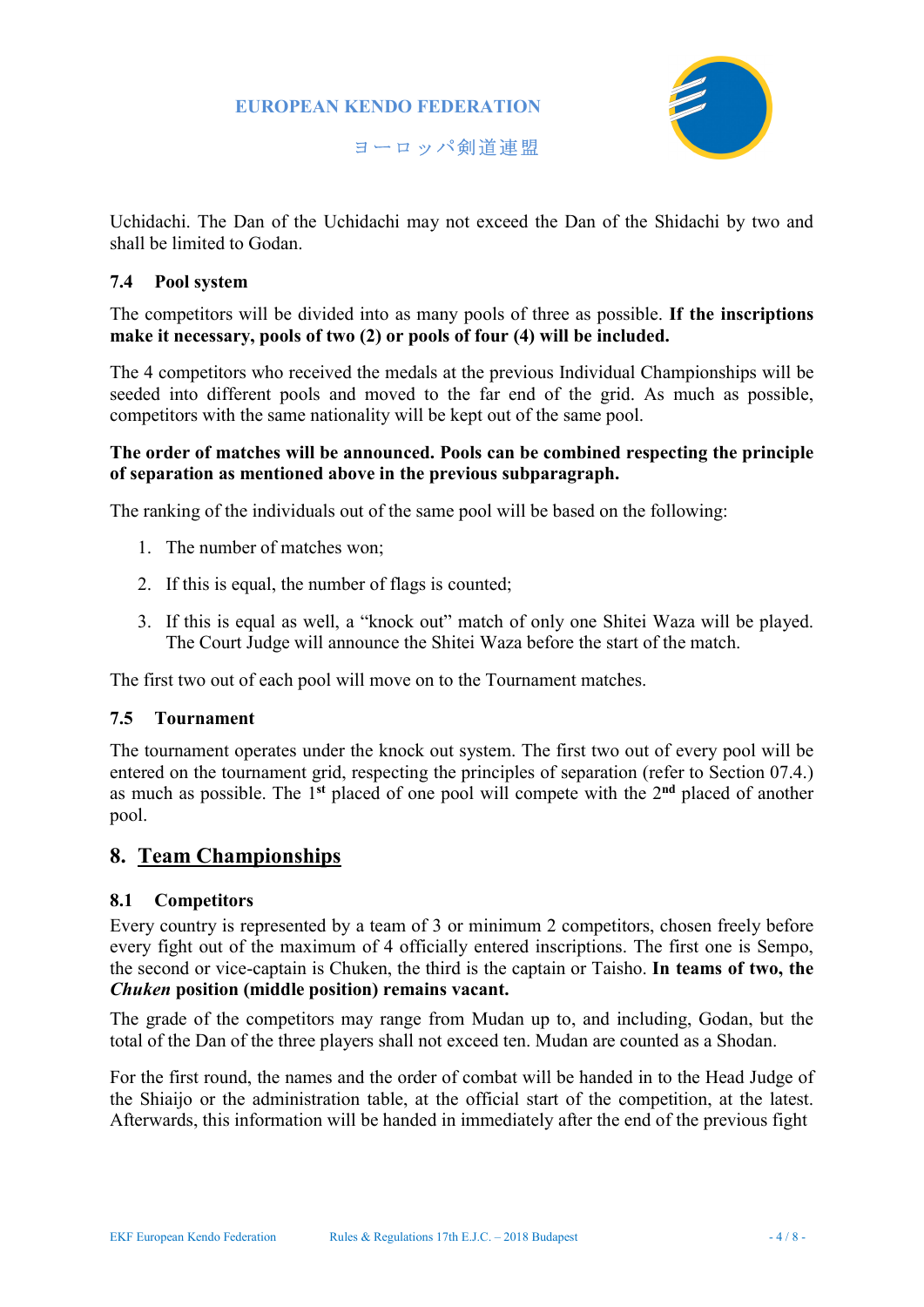Uchidachi. The Dan of the Uchidachi may not exceed the Dan of the Shidachi by two and shall be limited to Godan.

### 7.4 Pool system

The competitors will be divided into as many pools of three as possible. **If the inscriptions make it necessary, pools of two (2) or pools of four (4) will be included.**

The 4 competitors who received the medals at the previous Individual Championships will be seeded into different pools and moved to the far end of the grid. As much as possible, competitors with the same nationality will be kept out of the same pool.

**The order of matches will be announced. Pools can be combined respecting the principle of separation as mentioned above in the previous subparagraph.**

The ranking of the individuals out of the same pool will be based on the following:

1. The number of matches won;
2. If this is equal, the number of flags is counted;
3. If this is equal as well, a "knock out" match of only one Shitei Waza will be played. The Court Judge will announce the Shitei Waza before the start of the match.

The first two out of each pool will move on to the Tournament matches.

### 7.5 Tournament

The tournament operates under the knock out system. The first two out of every pool will be entered on the tournament grid, respecting the principles of separation (refer to Section 07.4.) as much as possible. The 1st placed of one pool will compete with the 2nd placed of another pool.

## 8. Team Championships

### 8.1 Competitors

Every country is represented by a team of 3 or minimum 2 competitors, chosen freely before every fight out of the maximum of 4 officially entered inscriptions. The first one is Sempo, the second or vice-captain is Chuken, the third is the captain or Taisho. **In teams of two, the *Chuken* position (middle position) remains vacant.**

The grade of the competitors may range from Mudan up to, and including, Godan, but the total of the Dan of the three players shall not exceed ten. Mudan are counted as a Shodan.

For the first round, the names and the order of combat will be handed in to the Head Judge of the Shiaijo or the administration table, at the official start of the competition, at the latest. Afterwards, this information will be handed in immediately after the end of the previous fight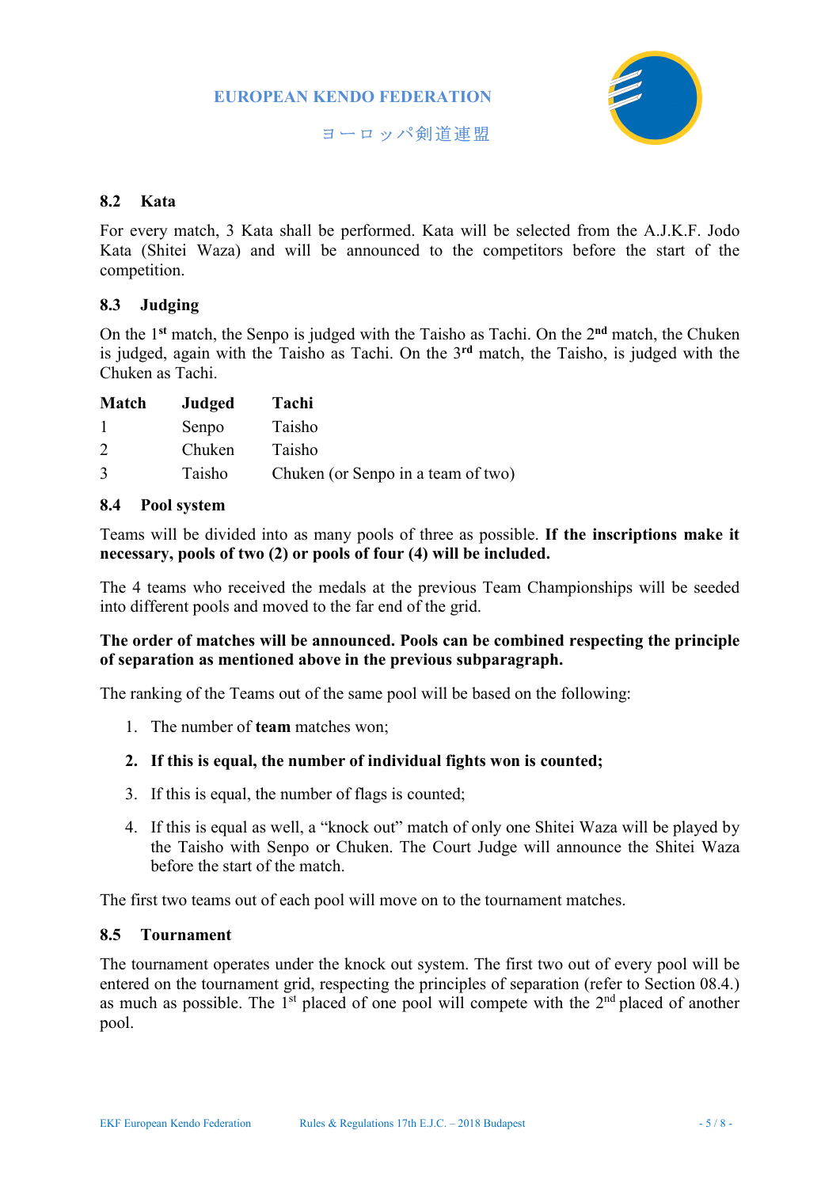## 8.2 Kata

For every match, 3 Kata shall be performed. Kata will be selected from the A.J.K.F. Jodo Kata (Shitei Waza) and will be announced to the competitors before the start of the competition.

## 8.3 Judging

On the 1st match, the Senpo is judged with the Taisho as Tachi. On the 2nd match, the Chuken is judged, again with the Taisho as Tachi. On the 3rd match, the Taisho, is judged with the Chuken as Tachi.

| Match | Judged | Tachi |
|---|---|---|
| 1 | Senpo | Taisho |
| 2 | Chuken | Taisho |
| 3 | Taisho | Chuken (or Senpo in a team of two) |

## 8.4 Pool system

Teams will be divided into as many pools of three as possible. **If the inscriptions make it necessary, pools of two (2) or pools of four (4) will be included.**

The 4 teams who received the medals at the previous Team Championships will be seeded into different pools and moved to the far end of the grid.

**The order of matches will be announced. Pools can be combined respecting the principle of separation as mentioned above in the previous subparagraph.**

The ranking of the Teams out of the same pool will be based on the following:

1. The number of **team** matches won;
2. **If this is equal, the number of individual fights won is counted;**
3. If this is equal, the number of flags is counted;
4. If this is equal as well, a "knock out" match of only one Shitei Waza will be played by the Taisho with Senpo or Chuken. The Court Judge will announce the Shitei Waza before the start of the match.

The first two teams out of each pool will move on to the tournament matches.

## 8.5 Tournament

The tournament operates under the knock out system. The first two out of every pool will be entered on the tournament grid, respecting the principles of separation (refer to Section 08.4.) as much as possible. The 1st placed of one pool will compete with the 2nd placed of another pool.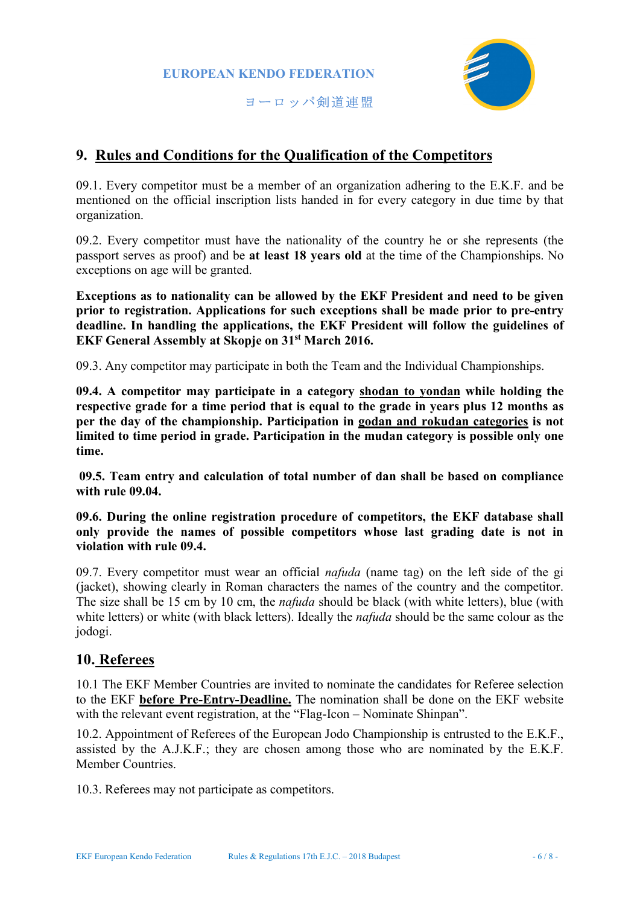EUROPEAN KENDO FEDERATION

ヨーロッパ剣道連盟

## 9. Rules and Conditions for the Qualification of the Competitors

09.1. Every competitor must be a member of an organization adhering to the E.K.F. and be mentioned on the official inscription lists handed in for every category in due time by that organization.

09.2. Every competitor must have the nationality of the country he or she represents (the passport serves as proof) and be **at least 18 years old** at the time of the Championships. No exceptions on age will be granted.

**Exceptions as to nationality can be allowed by the EKF President and need to be given prior to registration. Applications for such exceptions shall be made prior to pre-entry deadline. In handling the applications, the EKF President will follow the guidelines of EKF General Assembly at Skopje on 31st March 2016.**

09.3. Any competitor may participate in both the Team and the Individual Championships.

**09.4. A competitor may participate in a category <u>shodan to yondan</u> while holding the respective grade for a time period that is equal to the grade in years plus 12 months as per the day of the championship. Participation in <u>godan and rokudan categories</u> is not limited to time period in grade. Participation in the mudan category is possible only one time.**

**09.5. Team entry and calculation of total number of dan shall be based on compliance with rule 09.04.**

**09.6. During the online registration procedure of competitors, the EKF database shall only provide the names of possible competitors whose last grading date is not in violation with rule 09.4.**

09.7. Every competitor must wear an official *nafuda* (name tag) on the left side of the gi (jacket), showing clearly in Roman characters the names of the country and the competitor. The size shall be 15 cm by 10 cm, the *nafuda* should be black (with white letters), blue (with white letters) or white (with black letters). Ideally the *nafuda* should be the same colour as the jodogi.

## 10. Referees

10.1 The EKF Member Countries are invited to nominate the candidates for Referee selection to the EKF **<u>before Pre-Entry-Deadline.</u>** The nomination shall be done on the EKF website with the relevant event registration, at the "Flag-Icon – Nominate Shinpan".

10.2. Appointment of Referees of the European Jodo Championship is entrusted to the E.K.F., assisted by the A.J.K.F.; they are chosen among those who are nominated by the E.K.F. Member Countries.

10.3. Referees may not participate as competitors.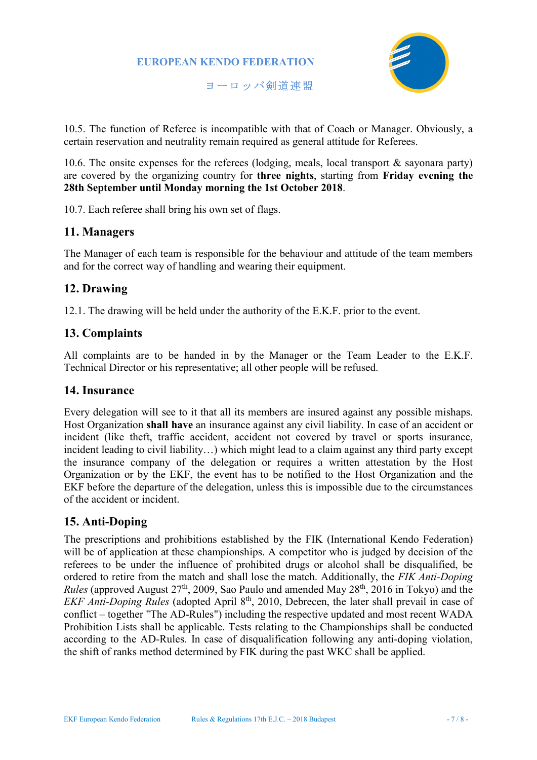10.5. The function of Referee is incompatible with that of Coach or Manager. Obviously, a certain reservation and neutrality remain required as general attitude for Referees.

10.6. The onsite expenses for the referees (lodging, meals, local transport & sayonara party) are covered by the organizing country for **three nights**, starting from **Friday evening the 28th September until Monday morning the 1st October 2018**.

10.7. Each referee shall bring his own set of flags.

## 11. Managers

The Manager of each team is responsible for the behaviour and attitude of the team members and for the correct way of handling and wearing their equipment.

## 12. Drawing

12.1. The drawing will be held under the authority of the E.K.F. prior to the event.

## 13. Complaints

All complaints are to be handed in by the Manager or the Team Leader to the E.K.F. Technical Director or his representative; all other people will be refused.

## 14. Insurance

Every delegation will see to it that all its members are insured against any possible mishaps. Host Organization **shall have** an insurance against any civil liability. In case of an accident or incident (like theft, traffic accident, accident not covered by travel or sports insurance, incident leading to civil liability…) which might lead to a claim against any third party except the insurance company of the delegation or requires a written attestation by the Host Organization or by the EKF, the event has to be notified to the Host Organization and the EKF before the departure of the delegation, unless this is impossible due to the circumstances of the accident or incident.

## 15. Anti-Doping

The prescriptions and prohibitions established by the FIK (International Kendo Federation) will be of application at these championships. A competitor who is judged by decision of the referees to be under the influence of prohibited drugs or alcohol shall be disqualified, be ordered to retire from the match and shall lose the match. Additionally, the *FIK Anti-Doping Rules* (approved August 27th, 2009, Sao Paulo and amended May 28th, 2016 in Tokyo) and the *EKF Anti-Doping Rules* (adopted April 8th, 2010, Debrecen, the later shall prevail in case of conflict – together "The AD-Rules") including the respective updated and most recent WADA Prohibition Lists shall be applicable. Tests relating to the Championships shall be conducted according to the AD-Rules. In case of disqualification following any anti-doping violation, the shift of ranks method determined by FIK during the past WKC shall be applied.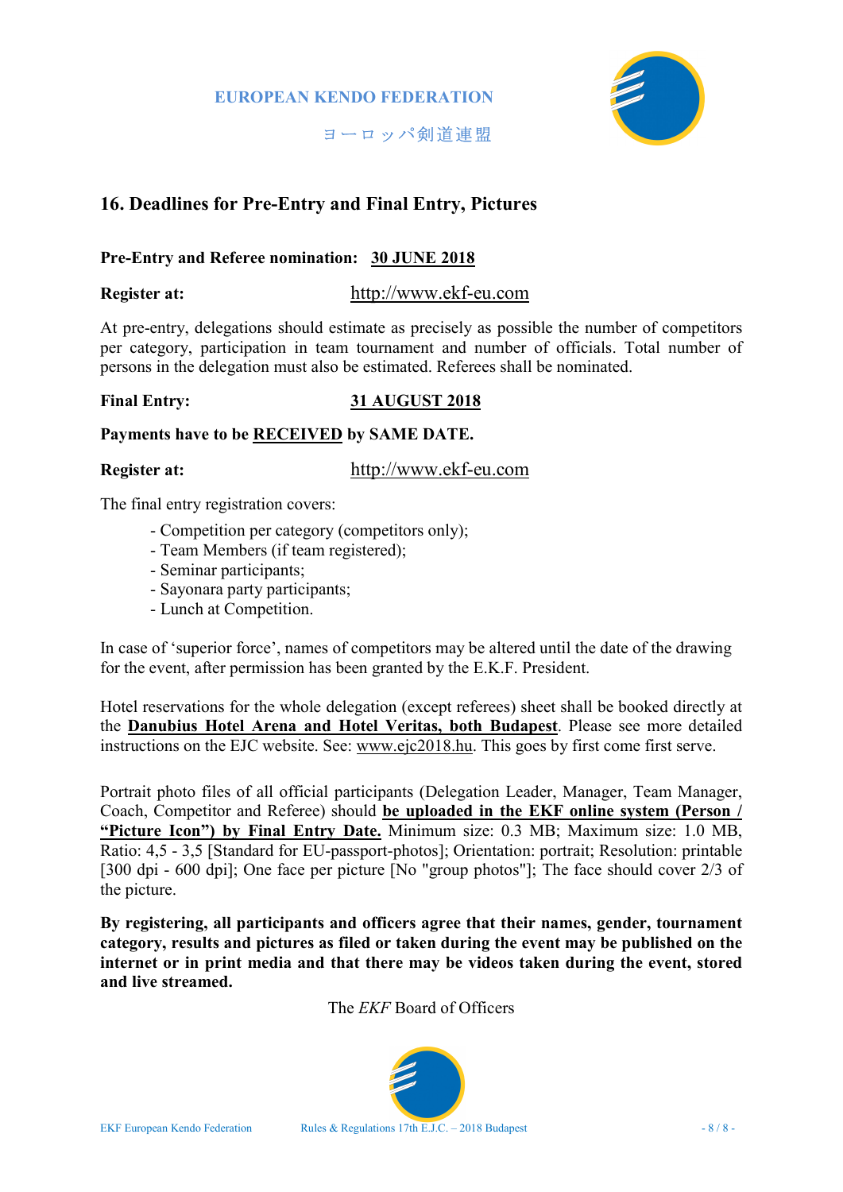## 16. Deadlines for Pre-Entry and Final Entry, Pictures

**Pre-Entry and Referee nomination: 30 JUNE 2018**

**Register at:** http://www.ekf-eu.com

At pre-entry, delegations should estimate as precisely as possible the number of competitors per category, participation in team tournament and number of officials. Total number of persons in the delegation must also be estimated. Referees shall be nominated.

**Final Entry: 31 AUGUST 2018**

**Payments have to be RECEIVED by SAME DATE.**

**Register at:** http://www.ekf-eu.com

The final entry registration covers:

- Competition per category (competitors only);
- Team Members (if team registered);
- Seminar participants;
- Sayonara party participants;
- Lunch at Competition.

In case of 'superior force', names of competitors may be altered until the date of the drawing for the event, after permission has been granted by the E.K.F. President.

Hotel reservations for the whole delegation (except referees) sheet shall be booked directly at the **Danubius Hotel Arena and Hotel Veritas, both Budapest**. Please see more detailed instructions on the EJC website. See: www.ejc2018.hu. This goes by first come first serve.

Portrait photo files of all official participants (Delegation Leader, Manager, Team Manager, Coach, Competitor and Referee) should **be uploaded in the EKF online system (Person / "Picture Icon") by Final Entry Date.** Minimum size: 0.3 MB; Maximum size: 1.0 MB, Ratio: 4,5 - 3,5 [Standard for EU-passport-photos]; Orientation: portrait; Resolution: printable [300 dpi - 600 dpi]; One face per picture [No "group photos"]; The face should cover 2/3 of the picture.

**By registering, all participants and officers agree that their names, gender, tournament category, results and pictures as filed or taken during the event may be published on the internet or in print media and that there may be videos taken during the event, stored and live streamed.**

The *EKF* Board of Officers